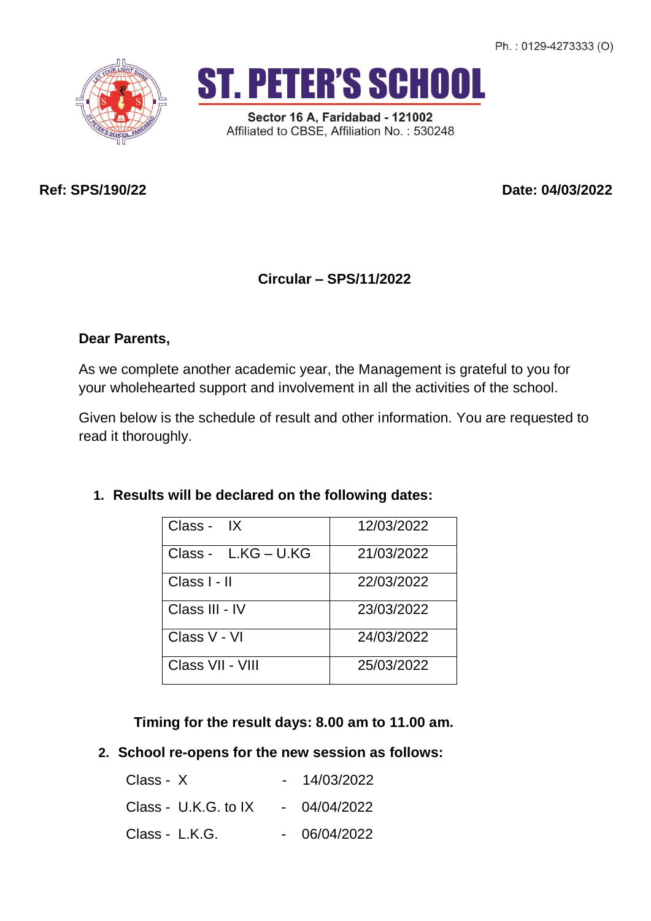Ph. : 0129-4273333 (O)

# ST. PETER'S SCHOOL

**Sector 16 A, Faridabad - 121002**
Affiliated to CBSE, Affiliation No. : 530248

**Ref: SPS/190/22** **Date: 04/03/2022**

**Circular – SPS/11/2022**

**Dear Parents,**

As we complete another academic year, the Management is grateful to you for your wholehearted support and involvement in all the activities of the school.

Given below is the schedule of result and other information. You are requested to read it thoroughly.

1. **Results will be declared on the following dates:**

| Class | Date |
|---|---|
| Class - IX | 12/03/2022 |
| Class - L.KG – U.KG | 21/03/2022 |
| Class I - II | 22/03/2022 |
| Class III - IV | 23/03/2022 |
| Class V - VI | 24/03/2022 |
| Class VII - VIII | 25/03/2022 |

**Timing for the result days: 8.00 am to 11.00 am.**

2. **School re-opens for the new session as follows:**

Class - X - 14/03/2022

Class - U.K.G. to IX - 04/04/2022

Class - L.K.G. - 06/04/2022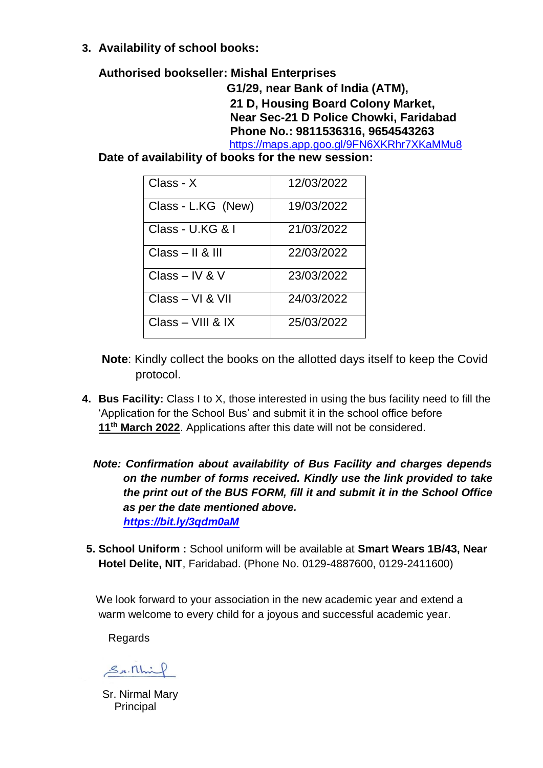3. **Availability of school books:**

**Authorised bookseller: Mishal Enterprises**
**G1/29, near Bank of India (ATM),**
**21 D, Housing Board Colony Market,**
**Near Sec-21 D Police Chowki, Faridabad**
**Phone No.: 9811536316, 9654543263**
https://maps.app.goo.gl/9FN6XKRhr7XKaMMu8

**Date of availability of books for the new session:**

| | |
|---|---|
| Class - X | 12/03/2022 |
| Class - L.KG (New) | 19/03/2022 |
| Class - U.KG & I | 21/03/2022 |
| Class – II & III | 22/03/2022 |
| Class – IV & V | 23/03/2022 |
| Class – VI & VII | 24/03/2022 |
| Class – VIII & IX | 25/03/2022 |

**Note**: Kindly collect the books on the allotted days itself to keep the Covid protocol.

4. **Bus Facility:** Class I to X, those interested in using the bus facility need to fill the 'Application for the School Bus' and submit it in the school office before **11th March 2022**. Applications after this date will not be considered.

***Note: Confirmation about availability of Bus Facility and charges depends on the number of forms received. Kindly use the link provided to take the print out of the BUS FORM, fill it and submit it in the School Office as per the date mentioned above.***
***https://bit.ly/3qdm0aM***

5. **School Uniform :** School uniform will be available at **Smart Wears 1B/43, Near Hotel Delite, NIT**, Faridabad. (Phone No. 0129-4887600, 0129-2411600)

We look forward to your association in the new academic year and extend a warm welcome to every child for a joyous and successful academic year.

Regards

Sr. Nirmal Mary
Principal